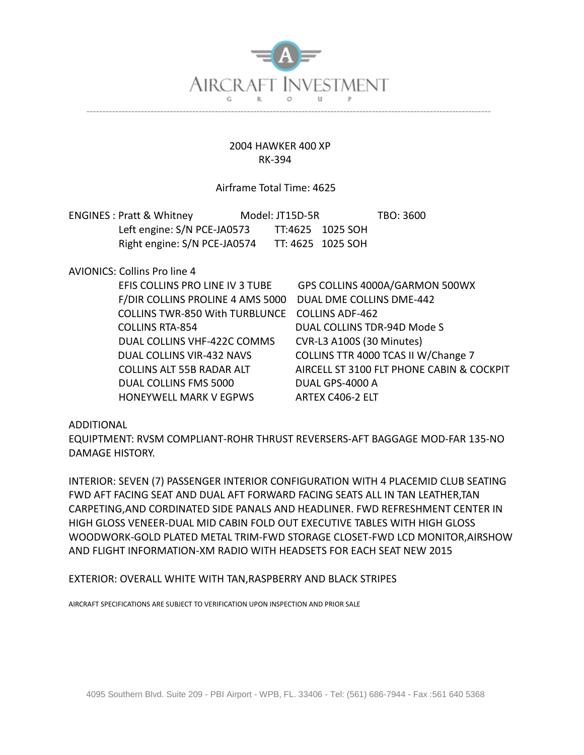# AIRCRAFT INVESTMENT GROUP

---

## 2004 HAWKER 400 XP
## RK-394

Airframe Total Time: 4625

ENGINES : Pratt & Whitney    Model: JT15D-5R    TBO: 3600

| | | |
|---|---|---|
| Left engine: S/N PCE-JA0573 | TT:4625 | 1025 SOH |
| Right engine: S/N PCE-JA0574 | TT: 4625 | 1025 SOH |

AVIONICS: Collins Pro line 4

| | |
|---|---|
| EFIS COLLINS PRO LINE IV 3 TUBE | GPS COLLINS 4000A/GARMON 500WX |
| F/DIR COLLINS PROLINE 4 AMS 5000 | DUAL DME COLLINS DME-442 |
| COLLINS TWR-850 With TURBLUNCE | COLLINS ADF-462 |
| COLLINS RTA-854 | DUAL COLLINS TDR-94D Mode S |
| DUAL COLLINS VHF-422C COMMS | CVR-L3 A100S (30 Minutes) |
| DUAL COLLINS VIR-432 NAVS | COLLINS TTR 4000 TCAS II W/Change 7 |
| COLLINS ALT 55B RADAR ALT | AIRCELL ST 3100 FLT PHONE CABIN & COCKPIT |
| DUAL COLLINS FMS 5000 | DUAL GPS-4000 A |
| HONEYWELL MARK V EGPWS | ARTEX C406-2 ELT |

ADDITIONAL
EQUIPTMENT: RVSM COMPLIANT-ROHR THRUST REVERSERS-AFT BAGGAGE MOD-FAR 135-NO DAMAGE HISTORY.

INTERIOR: SEVEN (7) PASSENGER INTERIOR CONFIGURATION WITH 4 PLACEMID CLUB SEATING FWD AFT FACING SEAT AND DUAL AFT FORWARD FACING SEATS ALL IN TAN LEATHER,TAN CARPETING,AND CORDINATED SIDE PANALS AND HEADLINER. FWD REFRESHMENT CENTER IN HIGH GLOSS VENEER-DUAL MID CABIN FOLD OUT EXECUTIVE TABLES WITH HIGH GLOSS WOODWORK-GOLD PLATED METAL TRIM-FWD STORAGE CLOSET-FWD LCD MONITOR,AIRSHOW AND FLIGHT INFORMATION-XM RADIO WITH HEADSETS FOR EACH SEAT NEW 2015

EXTERIOR: OVERALL WHITE WITH TAN,RASPBERRY AND BLACK STRIPES

AIRCRAFT SPECIFICATIONS ARE SUBJECT TO VERIFICATION UPON INSPECTION AND PRIOR SALE

4095 Southern Blvd. Suite 209 - PBI Airport - WPB, FL. 33406 - Tel: (561) 686-7944 - Fax :561 640 5368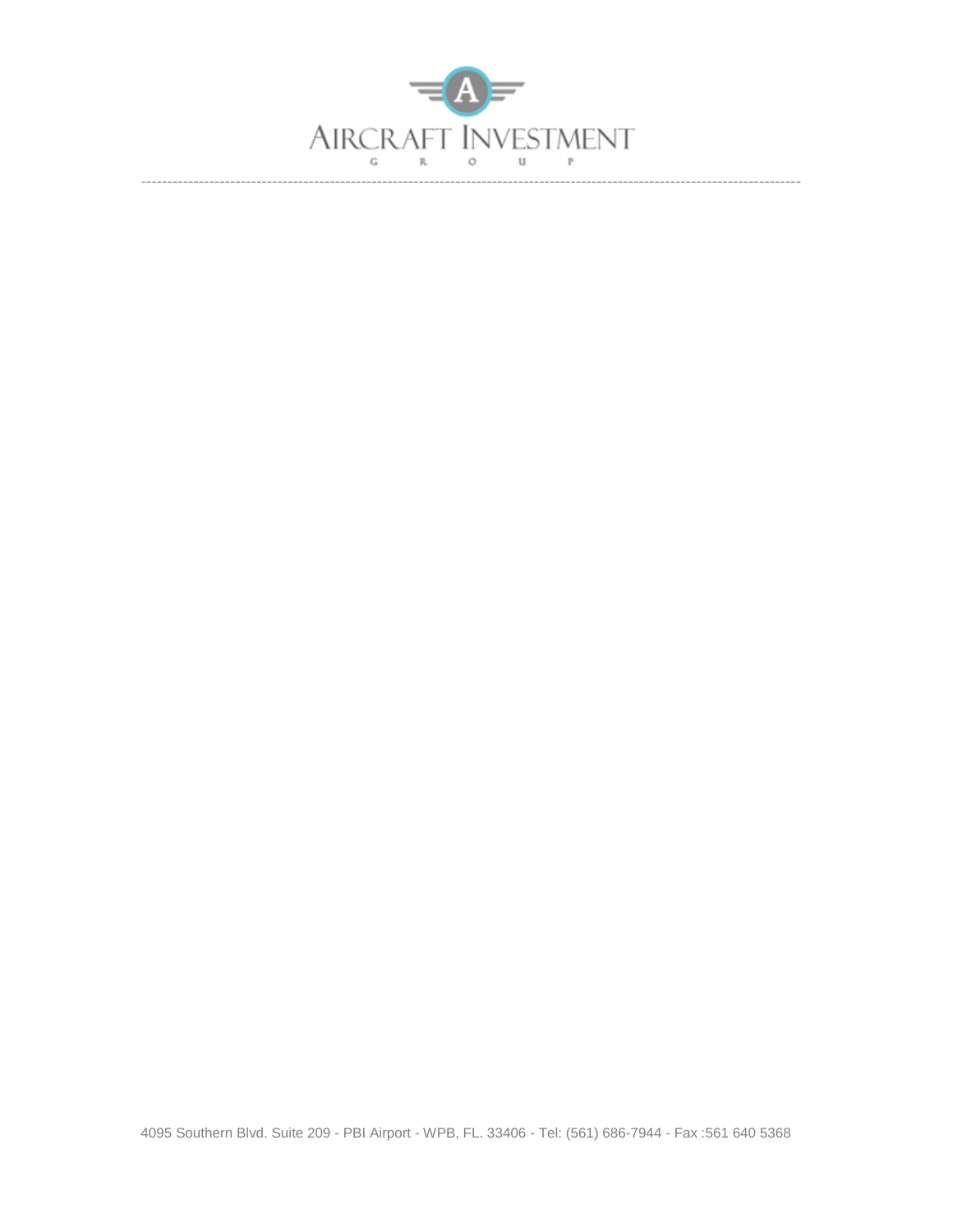AIRCRAFT INVESTMENT

G R O U P

---

4095 Southern Blvd. Suite 209 - PBI Airport - WPB, FL. 33406 - Tel: (561) 686-7944 - Fax :561 640 5368